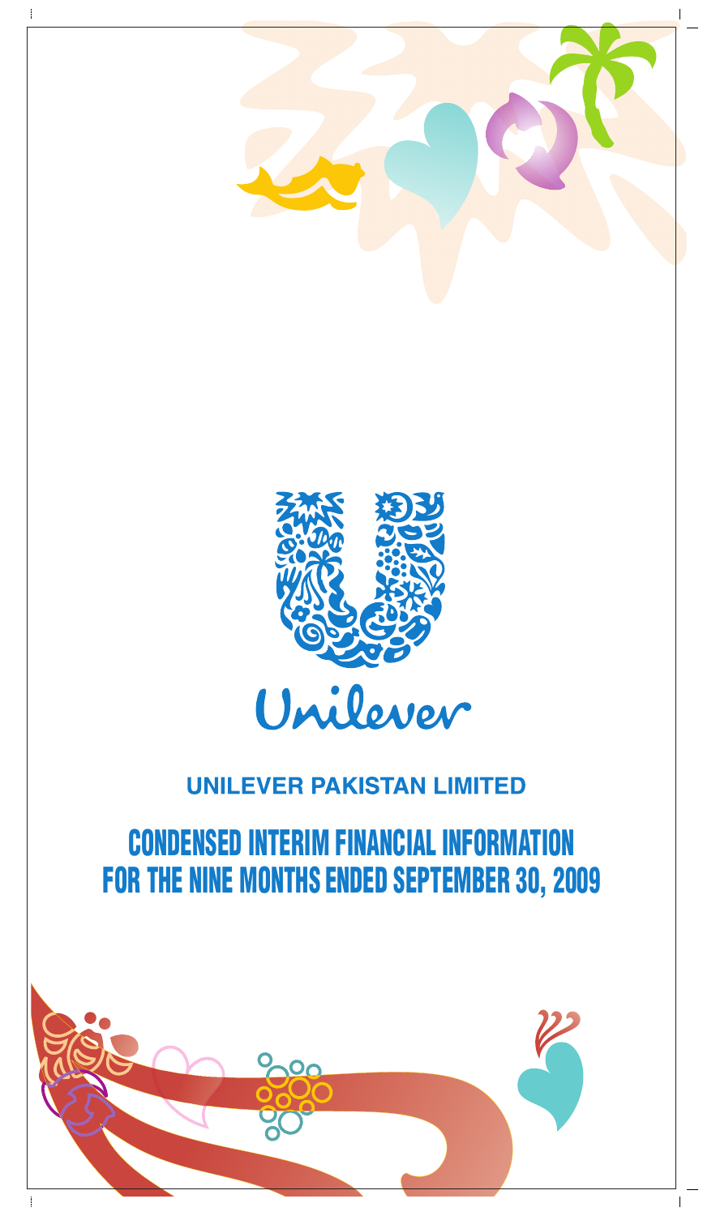Unilever

# UNILEVER PAKISTAN LIMITED

# CONDENSED INTERIM FINANCIAL INFORMATION FOR THE NINE MONTHS ENDED SEPTEMBER 30, 2009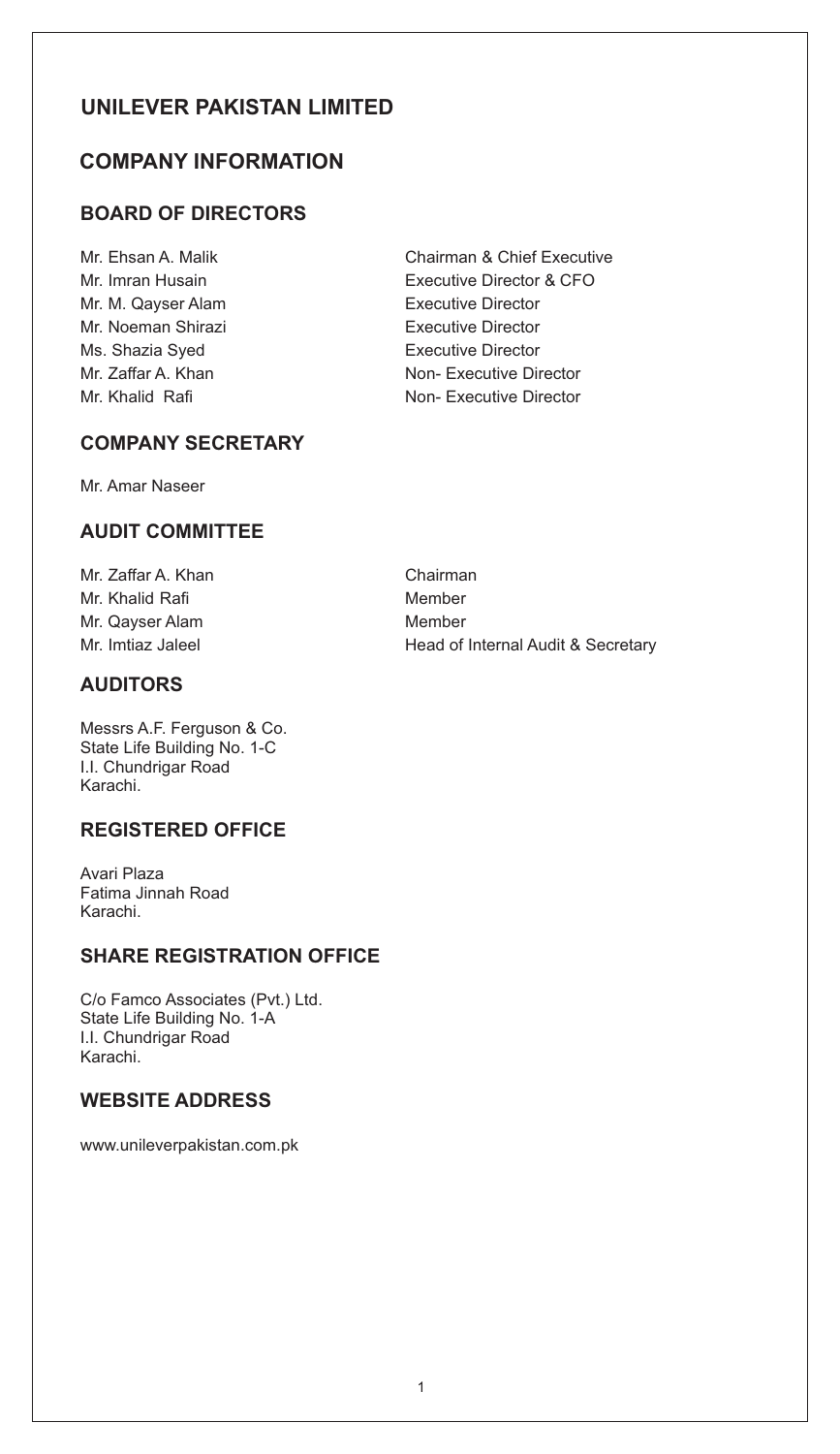# UNILEVER PAKISTAN LIMITED

## COMPANY INFORMATION

### BOARD OF DIRECTORS

| | |
|---|---|
| Mr. Ehsan A. Malik | Chairman & Chief Executive |
| Mr. Imran Husain | Executive Director & CFO |
| Mr. M. Qayser Alam | Executive Director |
| Mr. Noeman Shirazi | Executive Director |
| Ms. Shazia Syed | Executive Director |
| Mr. Zaffar A. Khan | Non- Executive Director |
| Mr. Khalid Rafi | Non- Executive Director |

### COMPANY SECRETARY

Mr. Amar Naseer

### AUDIT COMMITTEE

| | |
|---|---|
| Mr. Zaffar A. Khan | Chairman |
| Mr. Khalid Rafi | Member |
| Mr. Qayser Alam | Member |
| Mr. Imtiaz Jaleel | Head of Internal Audit & Secretary |

### AUDITORS

Messrs A.F. Ferguson & Co.
State Life Building No. 1-C
I.I. Chundrigar Road
Karachi.

### REGISTERED OFFICE

Avari Plaza
Fatima Jinnah Road
Karachi.

### SHARE REGISTRATION OFFICE

C/o Famco Associates (Pvt.) Ltd.
State Life Building No. 1-A
I.I. Chundrigar Road
Karachi.

### WEBSITE ADDRESS

www.unileverpakistan.com.pk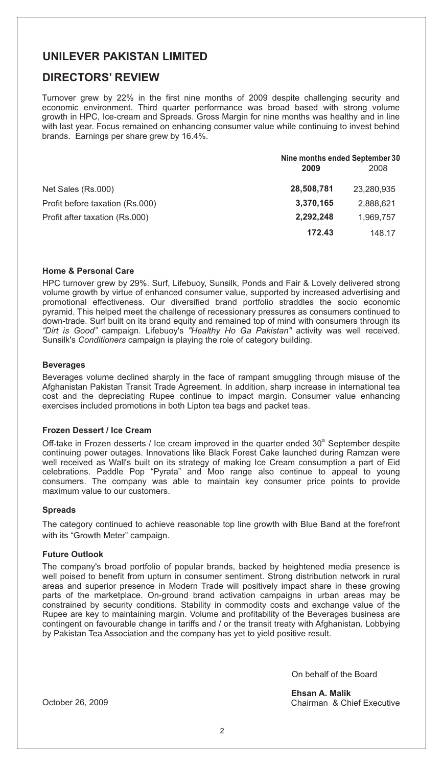# UNILEVER PAKISTAN LIMITED

## DIRECTORS' REVIEW

Turnover grew by 22% in the first nine months of 2009 despite challenging security and economic environment. Third quarter performance was broad based with strong volume growth in HPC, Ice-cream and Spreads. Gross Margin for nine months was healthy and in line with last year. Focus remained on enhancing consumer value while continuing to invest behind brands. Earnings per share grew by 16.4%.

| | Nine months ended September 30 | |
|---|---|---|
| | **2009** | 2008 |
| Net Sales (Rs.000) | **28,508,781** | 23,280,935 |
| Profit before taxation (Rs.000) | **3,370,165** | 2,888,621 |
| Profit after taxation (Rs.000) | **2,292,248** | 1,969,757 |
| | **172.43** | 148.17 |

### Home & Personal Care

HPC turnover grew by 29%. Surf, Lifebuoy, Sunsilk, Ponds and Fair & Lovely delivered strong volume growth by virtue of enhanced consumer value, supported by increased advertising and promotional effectiveness. Our diversified brand portfolio straddles the socio economic pyramid. This helped meet the challenge of recessionary pressures as consumers continued to down-trade. Surf built on its brand equity and remained top of mind with consumers through its *"Dirt is Good"* campaign. Lifebuoy's *"Healthy Ho Ga Pakistan"* activity was well received. Sunsilk's *Conditioners* campaign is playing the role of category building.

### Beverages

Beverages volume declined sharply in the face of rampant smuggling through misuse of the Afghanistan Pakistan Transit Trade Agreement. In addition, sharp increase in international tea cost and the depreciating Rupee continue to impact margin. Consumer value enhancing exercises included promotions in both Lipton tea bags and packet teas.

### Frozen Dessert / Ice Cream

Off-take in Frozen desserts / Ice cream improved in the quarter ended 30th September despite continuing power outages. Innovations like Black Forest Cake launched during Ramzan were well received as Wall's built on its strategy of making Ice Cream consumption a part of Eid celebrations. Paddle Pop "Pyrata" and Moo range also continue to appeal to young consumers. The company was able to maintain key consumer price points to provide maximum value to our customers.

### Spreads

The category continued to achieve reasonable top line growth with Blue Band at the forefront with its "Growth Meter" campaign.

### Future Outlook

The company's broad portfolio of popular brands, backed by heightened media presence is well poised to benefit from upturn in consumer sentiment. Strong distribution network in rural areas and superior presence in Modern Trade will positively impact share in these growing parts of the marketplace. On-ground brand activation campaigns in urban areas may be constrained by security conditions. Stability in commodity costs and exchange value of the Rupee are key to maintaining margin. Volume and profitability of the Beverages business are contingent on favourable change in tariffs and / or the transit treaty with Afghanistan. Lobbying by Pakistan Tea Association and the company has yet to yield positive result.

On behalf of the Board

**Ehsan A. Malik**
Chairman & Chief Executive

October 26, 2009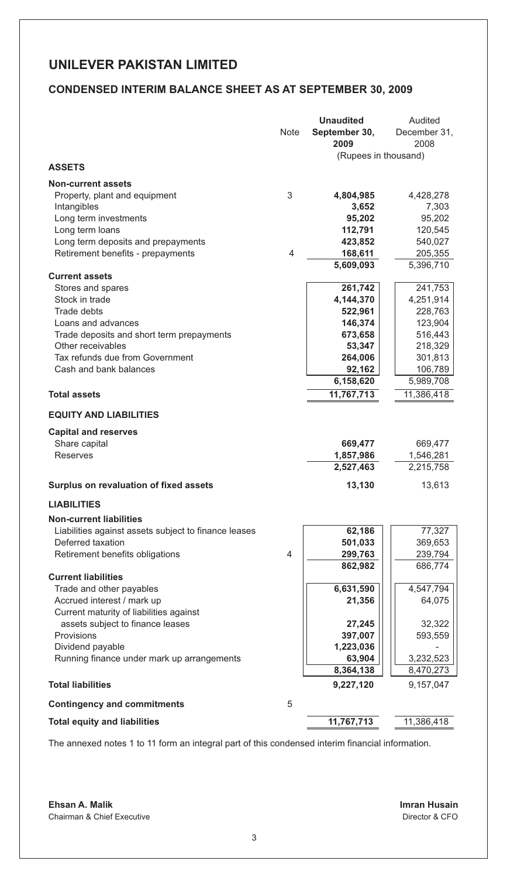# UNILEVER PAKISTAN LIMITED

## CONDENSED INTERIM BALANCE SHEET AS AT SEPTEMBER 30, 2009

| | Note | Unaudited September 30, 2009 | Audited December 31, 2008 |
|---|---|---|---|
| | | (Rupees in thousand) | |
| **ASSETS** | | | |
| **Non-current assets** | | | |
| Property, plant and equipment | 3 | **4,804,985** | 4,428,278 |
| Intangibles | | **3,652** | 7,303 |
| Long term investments | | **95,202** | 95,202 |
| Long term loans | | **112,791** | 120,545 |
| Long term deposits and prepayments | | **423,852** | 540,027 |
| Retirement benefits - prepayments | 4 | **168,611** | 205,355 |
| | | **5,609,093** | 5,396,710 |
| **Current assets** | | | |
| Stores and spares | | **261,742** | 241,753 |
| Stock in trade | | **4,144,370** | 4,251,914 |
| Trade debts | | **522,961** | 228,763 |
| Loans and advances | | **146,374** | 123,904 |
| Trade deposits and short term prepayments | | **673,658** | 516,443 |
| Other receivables | | **53,347** | 218,329 |
| Tax refunds due from Government | | **264,006** | 301,813 |
| Cash and bank balances | | **92,162** | 106,789 |
| | | **6,158,620** | 5,989,708 |
| **Total assets** | | **11,767,713** | 11,386,418 |
| **EQUITY AND LIABILITIES** | | | |
| **Capital and reserves** | | | |
| Share capital | | **669,477** | 669,477 |
| Reserves | | **1,857,986** | 1,546,281 |
| | | **2,527,463** | 2,215,758 |
| **Surplus on revaluation of fixed assets** | | **13,130** | 13,613 |
| **LIABILITIES** | | | |
| **Non-current liabilities** | | | |
| Liabilities against assets subject to finance leases | | **62,186** | 77,327 |
| Deferred taxation | | **501,033** | 369,653 |
| Retirement benefits obligations | 4 | **299,763** | 239,794 |
| | | **862,982** | 686,774 |
| **Current liabilities** | | | |
| Trade and other payables | | **6,631,590** | 4,547,794 |
| Accrued interest / mark up | | **21,356** | 64,075 |
| Current maturity of liabilities against assets subject to finance leases | | **27,245** | 32,322 |
| Provisions | | **397,007** | 593,559 |
| Dividend payable | | **1,223,036** | - |
| Running finance under mark up arrangements | | **63,904** | 3,232,523 |
| | | **8,364,138** | 8,470,273 |
| **Total liabilities** | | **9,227,120** | 9,157,047 |
| **Contingency and commitments** | 5 | | |
| **Total equity and liabilities** | | **11,767,713** | 11,386,418 |

The annexed notes 1 to 11 form an integral part of this condensed interim financial information.

**Ehsan A. Malik**
Chairman & Chief Executive

**Imran Husain**
Director & CFO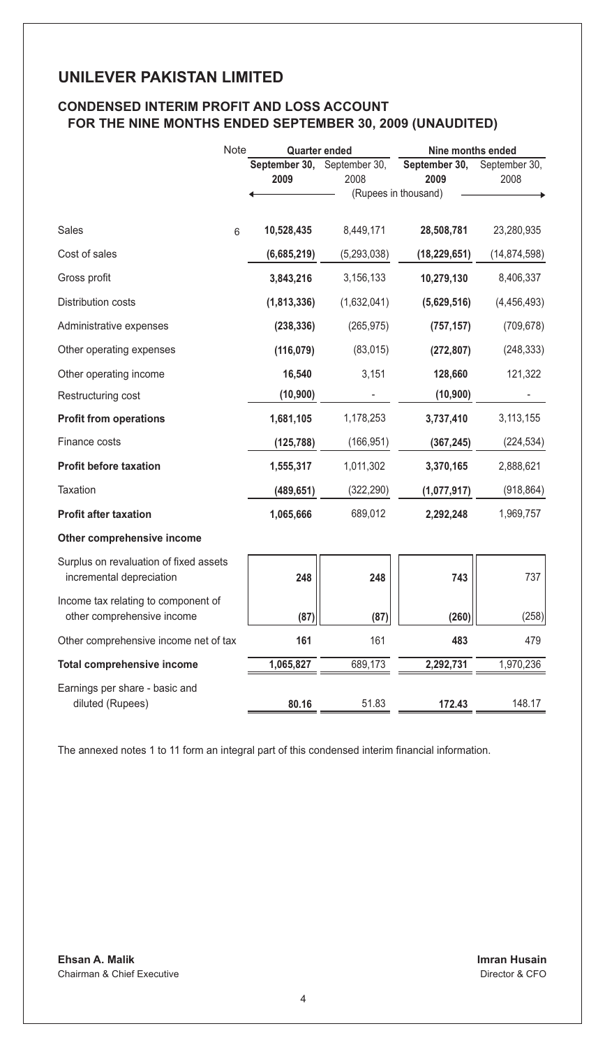# UNILEVER PAKISTAN LIMITED

## CONDENSED INTERIM PROFIT AND LOSS ACCOUNT FOR THE NINE MONTHS ENDED SEPTEMBER 30, 2009 (UNAUDITED)

| | Note | Quarter ended | | Nine months ended | |
|---|---|---|---|---|---|
| | | **September 30, 2009** | September 30, 2008 | **September 30, 2009** | September 30, 2008 |
| | | (Rupees in thousand) | | | |
| Sales | 6 | **10,528,435** | 8,449,171 | **28,508,781** | 23,280,935 |
| Cost of sales | | **(6,685,219)** | (5,293,038) | **(18,229,651)** | (14,874,598) |
| Gross profit | | **3,843,216** | 3,156,133 | **10,279,130** | 8,406,337 |
| Distribution costs | | **(1,813,336)** | (1,632,041) | **(5,629,516)** | (4,456,493) |
| Administrative expenses | | **(238,336)** | (265,975) | **(757,157)** | (709,678) |
| Other operating expenses | | **(116,079)** | (83,015) | **(272,807)** | (248,333) |
| Other operating income | | **16,540** | 3,151 | **128,660** | 121,322 |
| Restructuring cost | | **(10,900)** | - | **(10,900)** | - |
| **Profit from operations** | | **1,681,105** | 1,178,253 | **3,737,410** | 3,113,155 |
| Finance costs | | **(125,788)** | (166,951) | **(367,245)** | (224,534) |
| **Profit before taxation** | | **1,555,317** | 1,011,302 | **3,370,165** | 2,888,621 |
| Taxation | | **(489,651)** | (322,290) | **(1,077,917)** | (918,864) |
| **Profit after taxation** | | **1,065,666** | 689,012 | **2,292,248** | 1,969,757 |
| **Other comprehensive income** | | | | | |
| Surplus on revaluation of fixed assets incremental depreciation | | **248** | **248** | **743** | 737 |
| Income tax relating to component of other comprehensive income | | **(87)** | **(87)** | **(260)** | (258) |
| Other comprehensive income net of tax | | **161** | 161 | **483** | 479 |
| **Total comprehensive income** | | **1,065,827** | 689,173 | **2,292,731** | 1,970,236 |
| Earnings per share - basic and diluted (Rupees) | | **80.16** | 51.83 | **172.43** | 148.17 |

The annexed notes 1 to 11 form an integral part of this condensed interim financial information.

**Ehsan A. Malik**
Chairman & Chief Executive

**Imran Husain**
Director & CFO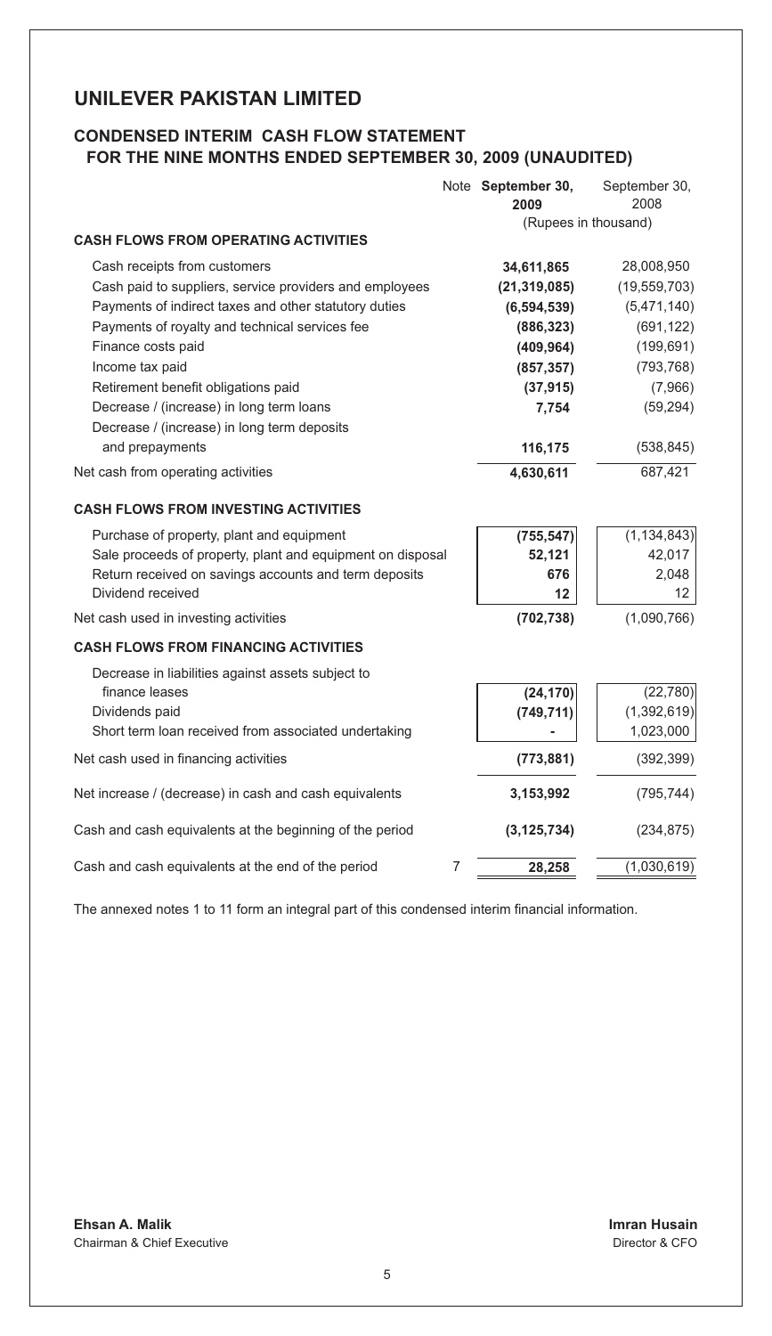# UNILEVER PAKISTAN LIMITED

## CONDENSED INTERIM CASH FLOW STATEMENT FOR THE NINE MONTHS ENDED SEPTEMBER 30, 2009 (UNAUDITED)

| | Note | **September 30, 2009** | September 30, 2008 |
|---|---|---|---|
| | | (Rupees in thousand) | |
| **CASH FLOWS FROM OPERATING ACTIVITIES** | | | |
| Cash receipts from customers | | **34,611,865** | 28,008,950 |
| Cash paid to suppliers, service providers and employees | | **(21,319,085)** | (19,559,703) |
| Payments of indirect taxes and other statutory duties | | **(6,594,539)** | (5,471,140) |
| Payments of royalty and technical services fee | | **(886,323)** | (691,122) |
| Finance costs paid | | **(409,964)** | (199,691) |
| Income tax paid | | **(857,357)** | (793,768) |
| Retirement benefit obligations paid | | **(37,915)** | (7,966) |
| Decrease / (increase) in long term loans | | **7,754** | (59,294) |
| Decrease / (increase) in long term deposits and prepayments | | **116,175** | (538,845) |
| Net cash from operating activities | | **4,630,611** | 687,421 |
| **CASH FLOWS FROM INVESTING ACTIVITIES** | | | |
| Purchase of property, plant and equipment | | **(755,547)** | (1,134,843) |
| Sale proceeds of property, plant and equipment on disposal | | **52,121** | 42,017 |
| Return received on savings accounts and term deposits | | **676** | 2,048 |
| Dividend received | | **12** | 12 |
| Net cash used in investing activities | | **(702,738)** | (1,090,766) |
| **CASH FLOWS FROM FINANCING ACTIVITIES** | | | |
| Decrease in liabilities against assets subject to finance leases | | **(24,170)** | (22,780) |
| Dividends paid | | **(749,711)** | (1,392,619) |
| Short term loan received from associated undertaking | | **-** | 1,023,000 |
| Net cash used in financing activities | | **(773,881)** | (392,399) |
| Net increase / (decrease) in cash and cash equivalents | | **3,153,992** | (795,744) |
| Cash and cash equivalents at the beginning of the period | | **(3,125,734)** | (234,875) |
| Cash and cash equivalents at the end of the period | 7 | **28,258** | (1,030,619) |

The annexed notes 1 to 11 form an integral part of this condensed interim financial information.

**Ehsan A. Malik**
Chairman & Chief Executive

**Imran Husain**
Director & CFO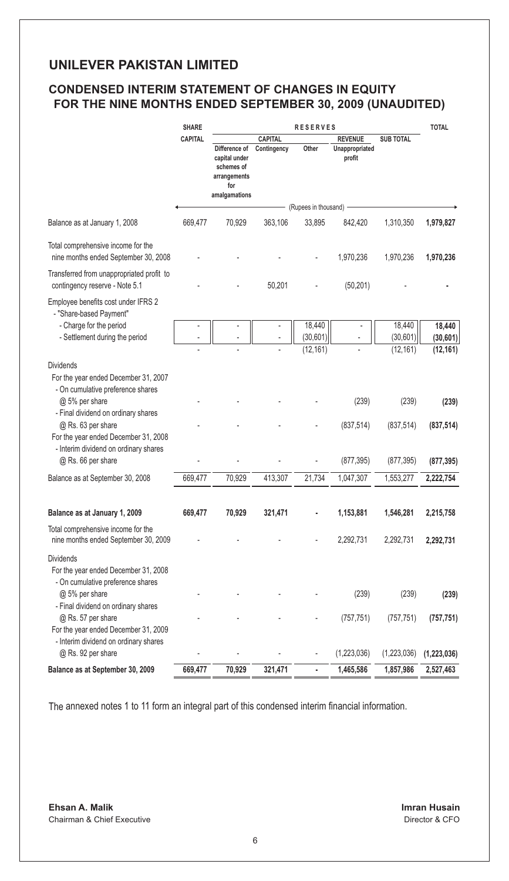# UNILEVER PAKISTAN LIMITED

## CONDENSED INTERIM STATEMENT OF CHANGES IN EQUITY FOR THE NINE MONTHS ENDED SEPTEMBER 30, 2009 (UNAUDITED)

| | SHARE CAPITAL | RESERVES | | | | | TOTAL |
|---|---|---|---|---|---|---|---|
| | | CAPITAL | | | REVENUE | SUB TOTAL | |
| | | Difference of capital under schemes of arrangements for amalgamations | Contingency | Other | Unappropriated profit | | |
| | (Rupees in thousand) | | | | | | |
| Balance as at January 1, 2008 | 669,477 | 70,929 | 363,106 | 33,895 | 842,420 | 1,310,350 | **1,979,827** |
| Total comprehensive income for the nine months ended September 30, 2008 | - | - | - | - | 1,970,236 | 1,970,236 | **1,970,236** |
| Transferred from unappropriated profit to contingency reserve - Note 5.1 | - | - | 50,201 | - | (50,201) | - | **-** |
| Employee benefits cost under IFRS 2 - "Share-based Payment" | | | | | | | |
| - Charge for the period | - | - | - | 18,440 | - | 18,440 | **18,440** |
| - Settlement during the period | - | - | - | (30,601) | - | (30,601) | **(30,601)** |
| | - | - | - | (12,161) | - | (12,161) | **(12,161)** |
| Dividends | | | | | | | |
| For the year ended December 31, 2007 | | | | | | | |
| - On cumulative preference shares @ 5% per share | - | - | - | - | (239) | (239) | **(239)** |
| - Final dividend on ordinary shares @ Rs. 63 per share | - | - | - | - | (837,514) | (837,514) | **(837,514)** |
| For the year ended December 31, 2008 | | | | | | | |
| - Interim dividend on ordinary shares @ Rs. 66 per share | - | - | - | - | (877,395) | (877,395) | **(877,395)** |
| Balance as at September 30, 2008 | 669,477 | 70,929 | 413,307 | 21,734 | 1,047,307 | 1,553,277 | **2,222,754** |
| **Balance as at January 1, 2009** | **669,477** | **70,929** | **321,471** | **-** | **1,153,881** | **1,546,281** | **2,215,758** |
| Total comprehensive income for the nine months ended September 30, 2009 | - | - | - | - | 2,292,731 | 2,292,731 | **2,292,731** |
| Dividends | | | | | | | |
| For the year ended December 31, 2008 | | | | | | | |
| - On cumulative preference shares @ 5% per share | - | - | - | - | (239) | (239) | **(239)** |
| - Final dividend on ordinary shares @ Rs. 57 per share | - | - | - | - | (757,751) | (757,751) | **(757,751)** |
| For the year ended December 31, 2009 | | | | | | | |
| - Interim dividend on ordinary shares @ Rs. 92 per share | - | - | - | - | (1,223,036) | (1,223,036) | **(1,223,036)** |
| **Balance as at September 30, 2009** | **669,477** | **70,929** | **321,471** | **-** | **1,465,586** | **1,857,986** | **2,527,463** |

The annexed notes 1 to 11 form an integral part of this condensed interim financial information.

**Ehsan A. Malik**
Chairman & Chief Executive

**Imran Husain**
Director & CFO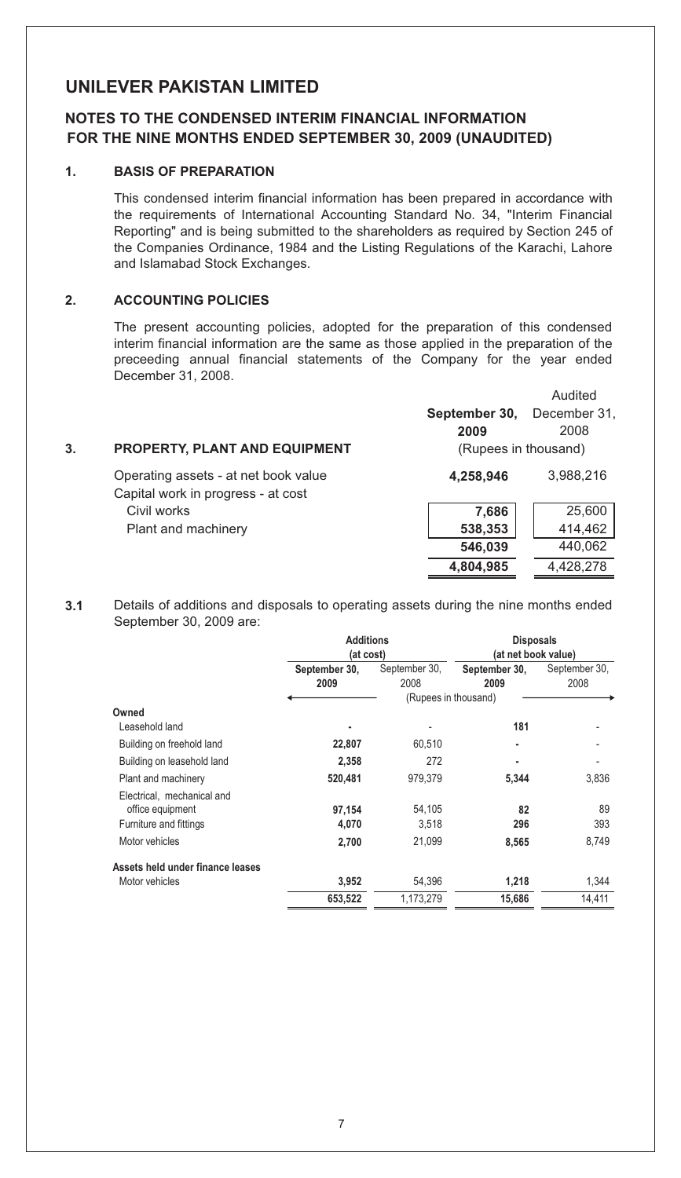# UNILEVER PAKISTAN LIMITED

## NOTES TO THE CONDENSED INTERIM FINANCIAL INFORMATION FOR THE NINE MONTHS ENDED SEPTEMBER 30, 2009 (UNAUDITED)

### 1. BASIS OF PREPARATION

This condensed interim financial information has been prepared in accordance with the requirements of International Accounting Standard No. 34, "Interim Financial Reporting" and is being submitted to the shareholders as required by Section 245 of the Companies Ordinance, 1984 and the Listing Regulations of the Karachi, Lahore and Islamabad Stock Exchanges.

### 2. ACCOUNTING POLICIES

The present accounting policies, adopted for the preparation of this condensed interim financial information are the same as those applied in the preparation of the preceeding annual financial statements of the Company for the year ended December 31, 2008.

### 3. PROPERTY, PLANT AND EQUIPMENT

| | September 30, 2009 | Audited December 31, 2008 |
|---|---|---|
| | (Rupees in thousand) | |
| Operating assets - at net book value | **4,258,946** | 3,988,216 |
| Capital work in progress - at cost | | |
| Civil works | **7,686** | 25,600 |
| Plant and machinery | **538,353** | 414,462 |
| | **546,039** | 440,062 |
| | **4,804,985** | 4,428,278 |

**3.1** Details of additions and disposals to operating assets during the nine months ended September 30, 2009 are:

| | Additions (at cost) | | Disposals (at net book value) | |
|---|---|---|---|---|
| | September 30, 2009 | September 30, 2008 | September 30, 2009 | September 30, 2008 |
| | (Rupees in thousand) | | | |
| **Owned** | | | | |
| Leasehold land | **-** | - | **181** | - |
| Building on freehold land | **22,807** | 60,510 | **-** | - |
| Building on leasehold land | **2,358** | 272 | **-** | - |
| Plant and machinery | **520,481** | 979,379 | **5,344** | 3,836 |
| Electrical, mechanical and office equipment | **97,154** | 54,105 | **82** | 89 |
| Furniture and fittings | **4,070** | 3,518 | **296** | 393 |
| Motor vehicles | **2,700** | 21,099 | **8,565** | 8,749 |
| **Assets held under finance leases** | | | | |
| Motor vehicles | **3,952** | 54,396 | **1,218** | 1,344 |
| | **653,522** | 1,173,279 | **15,686** | 14,411 |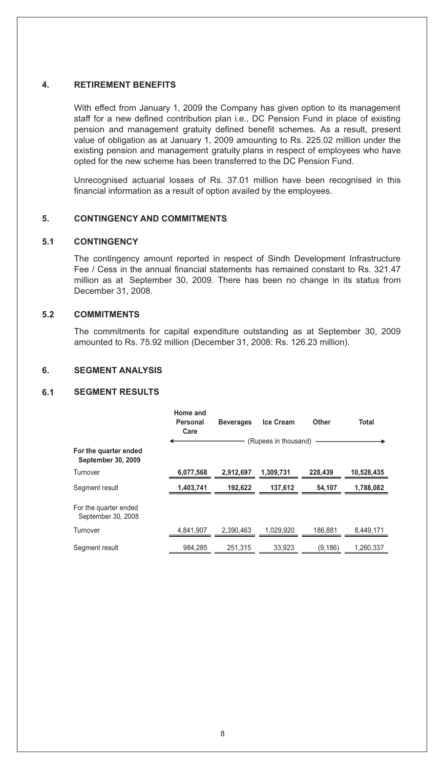## 4. RETIREMENT BENEFITS

With effect from January 1, 2009 the Company has given option to its management staff for a new defined contribution plan i.e., DC Pension Fund in place of existing pension and management gratuity defined benefit schemes. As a result, present value of obligation as at January 1, 2009 amounting to Rs. 225.02 million under the existing pension and management gratuity plans in respect of employees who have opted for the new scheme has been transferred to the DC Pension Fund.

Unrecognised actuarial losses of Rs. 37.01 million have been recognised in this financial information as a result of option availed by the employees.

## 5. CONTINGENCY AND COMMITMENTS

### 5.1 CONTINGENCY

The contingency amount reported in respect of Sindh Development Infrastructure Fee / Cess in the annual financial statements has remained constant to Rs. 321.47 million as at September 30, 2009. There has been no change in its status from December 31, 2008.

### 5.2 COMMITMENTS

The commitments for capital expenditure outstanding as at September 30, 2009 amounted to Rs. 75.92 million (December 31, 2008: Rs. 126.23 million).

## 6. SEGMENT ANALYSIS

### 6.1 SEGMENT RESULTS

| | Home and Personal Care | Beverages | Ice Cream | Other | Total |
|---|---|---|---|---|---|
| | (Rupees in thousand) | | | | |
| **For the quarter ended September 30, 2009** | | | | | |
| Turnover | **6,077,568** | **2,912,697** | **1,309,731** | **228,439** | **10,528,435** |
| Segment result | **1,403,741** | **192,622** | **137,612** | **54,107** | **1,788,082** |
| For the quarter ended September 30, 2008 | | | | | |
| Turnover | 4,841,907 | 2,390,463 | 1,029,920 | 186,881 | 8,449,171 |
| Segment result | 984,285 | 251,315 | 33,923 | (9,186) | 1,260,337 |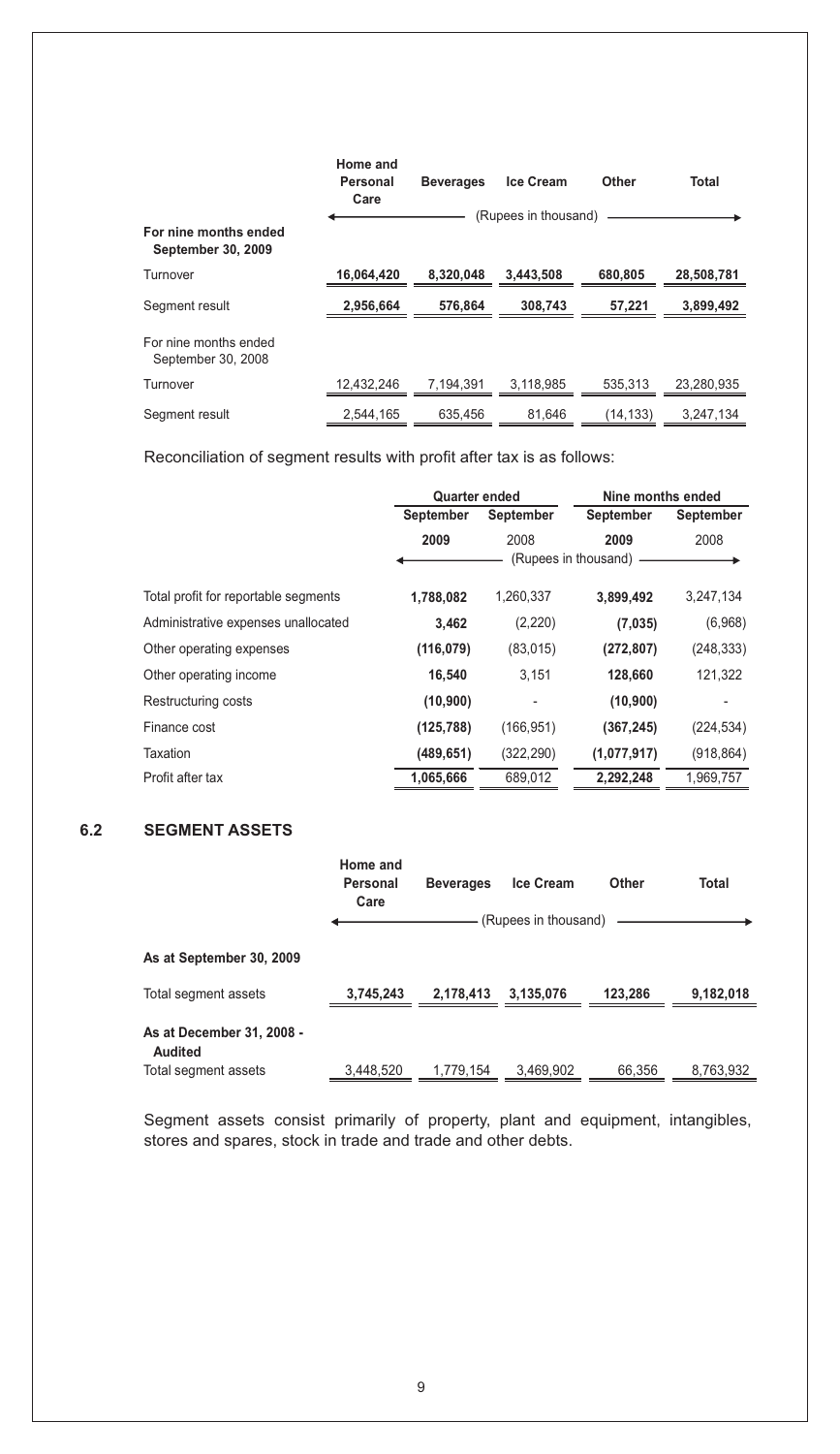| | Home and Personal Care | Beverages | Ice Cream | Other | Total |
|---|---|---|---|---|---|
| | (Rupees in thousand) | | | | |
| **For nine months ended September 30, 2009** | | | | | |
| Turnover | **16,064,420** | **8,320,048** | **3,443,508** | **680,805** | **28,508,781** |
| Segment result | **2,956,664** | **576,864** | **308,743** | **57,221** | **3,899,492** |
| For nine months ended September 30, 2008 | | | | | |
| Turnover | 12,432,246 | 7,194,391 | 3,118,985 | 535,313 | 23,280,935 |
| Segment result | 2,544,165 | 635,456 | 81,646 | (14,133) | 3,247,134 |

Reconciliation of segment results with profit after tax is as follows:

| | Quarter ended | | Nine months ended | |
|---|---|---|---|---|
| | **September 2009** | **September** 2008 | **September 2009** | **September** 2008 |
| | (Rupees in thousand) | | | |
| Total profit for reportable segments | **1,788,082** | 1,260,337 | **3,899,492** | 3,247,134 |
| Administrative expenses unallocated | **3,462** | (2,220) | **(7,035)** | (6,968) |
| Other operating expenses | **(116,079)** | (83,015) | **(272,807)** | (248,333) |
| Other operating income | **16,540** | 3,151 | **128,660** | 121,322 |
| Restructuring costs | **(10,900)** | - | **(10,900)** | - |
| Finance cost | **(125,788)** | (166,951) | **(367,245)** | (224,534) |
| Taxation | **(489,651)** | (322,290) | **(1,077,917)** | (918,864) |
| Profit after tax | **1,065,666** | 689,012 | **2,292,248** | 1,969,757 |

## 6.2 SEGMENT ASSETS

| | Home and Personal Care | Beverages | Ice Cream | Other | Total |
|---|---|---|---|---|---|
| | (Rupees in thousand) | | | | |
| **As at September 30, 2009** | | | | | |
| Total segment assets | **3,745,243** | **2,178,413** | **3,135,076** | **123,286** | **9,182,018** |
| **As at December 31, 2008 - Audited** | | | | | |
| Total segment assets | 3,448,520 | 1,779,154 | 3,469,902 | 66,356 | 8,763,932 |

Segment assets consist primarily of property, plant and equipment, intangibles, stores and spares, stock in trade and trade and other debts.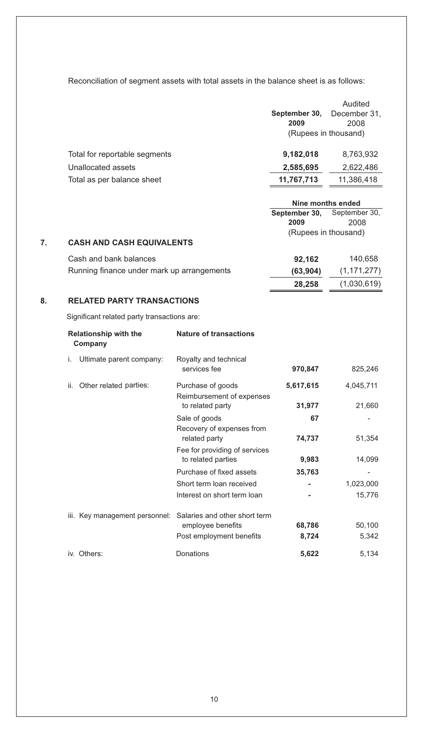Reconciliation of segment assets with total assets in the balance sheet is as follows:

| | September 30, 2009 | Audited December 31, 2008 |
|---|---|---|
| | (Rupees in thousand) | |
| Total for reportable segments | **9,182,018** | 8,763,932 |
| Unallocated assets | **2,585,695** | 2,622,486 |
| Total as per balance sheet | **11,767,713** | 11,386,418 |

## 7. CASH AND CASH EQUIVALENTS

| | Nine months ended | |
|---|---|---|
| | September 30, 2009 | September 30, 2008 |
| | (Rupees in thousand) | |
| Cash and bank balances | **92,162** | 140,658 |
| Running finance under mark up arrangements | **(63,904)** | (1,171,277) |
| | **28,258** | (1,030,619) |

## 8. RELATED PARTY TRANSACTIONS

Significant related party transactions are:

| Relationship with the Company | Nature of transactions | | |
|---|---|---|---|
| i. Ultimate parent company: | Royalty and technical services fee | **970,847** | 825,246 |
| ii. Other related parties: | Purchase of goods | **5,617,615** | 4,045,711 |
| | Reimbursement of expenses to related party | **31,977** | 21,660 |
| | Sale of goods | **67** | - |
| | Recovery of expenses from related party | **74,737** | 51,354 |
| | Fee for providing of services to related parties | **9,983** | 14,099 |
| | Purchase of fixed assets | **35,763** | - |
| | Short term loan received | **-** | 1,023,000 |
| | Interest on short term loan | **-** | 15,776 |
| iii. Key management personnel: | Salaries and other short term employee benefits | **68,786** | 50,100 |
| | Post employment benefits | **8,724** | 5,342 |
| iv. Others: | Donations | **5,622** | 5,134 |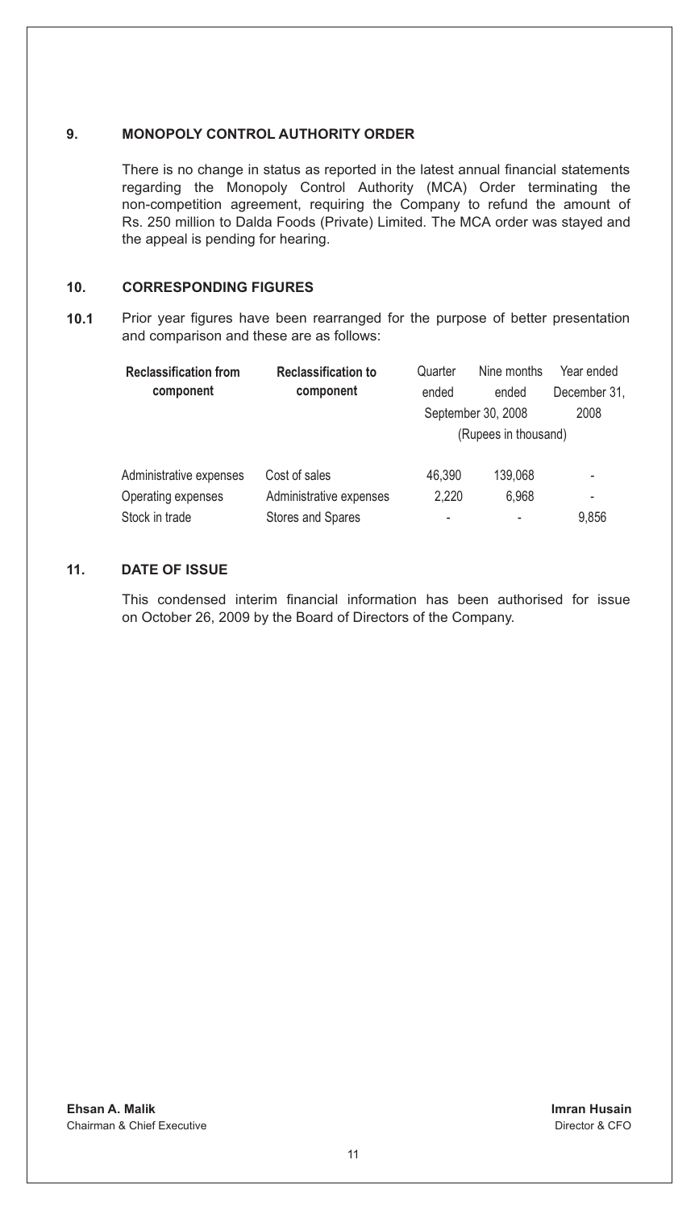## 9. MONOPOLY CONTROL AUTHORITY ORDER

There is no change in status as reported in the latest annual financial statements regarding the Monopoly Control Authority (MCA) Order terminating the non-competition agreement, requiring the Company to refund the amount of Rs. 250 million to Dalda Foods (Private) Limited. The MCA order was stayed and the appeal is pending for hearing.

## 10. CORRESPONDING FIGURES

**10.1** Prior year figures have been rearranged for the purpose of better presentation and comparison and these are as follows:

| Reclassification from component | Reclassification to component | Quarter ended | Nine months ended | Year ended December 31, 2008 |
|---|---|---|---|---|
| | | September 30, 2008 | | |
| | | (Rupees in thousand) | | |
| Administrative expenses | Cost of sales | 46,390 | 139,068 | - |
| Operating expenses | Administrative expenses | 2,220 | 6,968 | - |
| Stock in trade | Stores and Spares | - | - | 9,856 |

## 11. DATE OF ISSUE

This condensed interim financial information has been authorised for issue on October 26, 2009 by the Board of Directors of the Company.

**Ehsan A. Malik**
Chairman & Chief Executive

**Imran Husain**
Director & CFO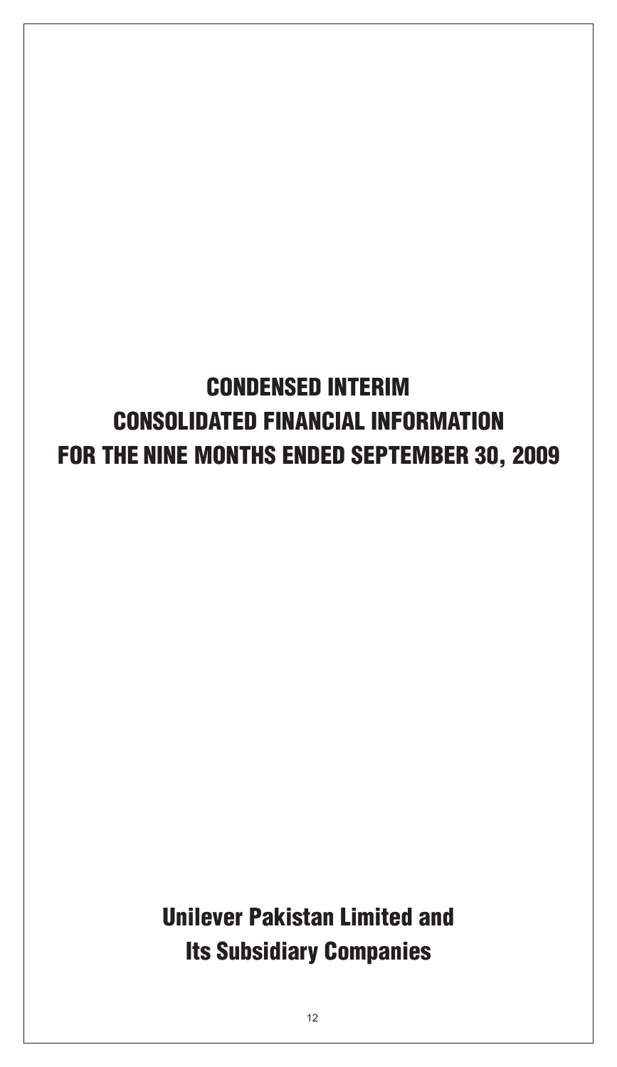# CONDENSED INTERIM CONSOLIDATED FINANCIAL INFORMATION FOR THE NINE MONTHS ENDED SEPTEMBER 30, 2009

## Unilever Pakistan Limited and Its Subsidiary Companies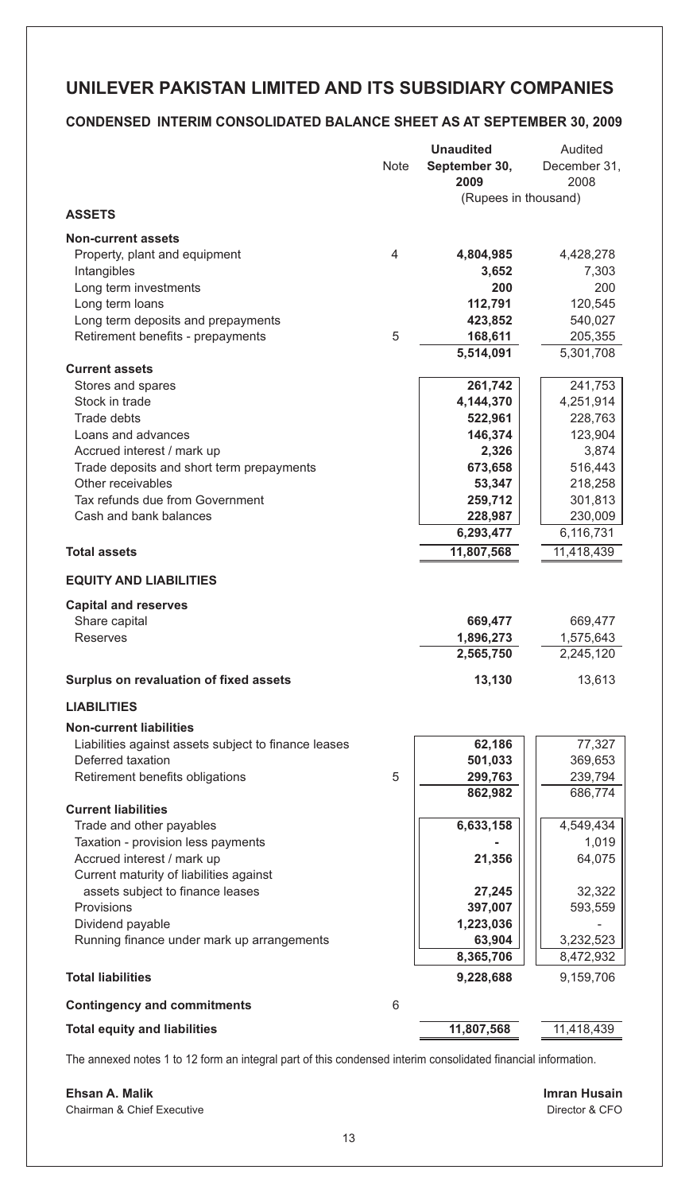# UNILEVER PAKISTAN LIMITED AND ITS SUBSIDIARY COMPANIES

## CONDENSED INTERIM CONSOLIDATED BALANCE SHEET AS AT SEPTEMBER 30, 2009

| | Note | Unaudited September 30, 2009 | Audited December 31, 2008 |
|---|---|---|---|
| | | (Rupees in thousand) | |
| **ASSETS** | | | |
| **Non-current assets** | | | |
| Property, plant and equipment | 4 | **4,804,985** | 4,428,278 |
| Intangibles | | **3,652** | 7,303 |
| Long term investments | | **200** | 200 |
| Long term loans | | **112,791** | 120,545 |
| Long term deposits and prepayments | | **423,852** | 540,027 |
| Retirement benefits - prepayments | 5 | **168,611** | 205,355 |
| | | **5,514,091** | 5,301,708 |
| **Current assets** | | | |
| Stores and spares | | **261,742** | 241,753 |
| Stock in trade | | **4,144,370** | 4,251,914 |
| Trade debts | | **522,961** | 228,763 |
| Loans and advances | | **146,374** | 123,904 |
| Accrued interest / mark up | | **2,326** | 3,874 |
| Trade deposits and short term prepayments | | **673,658** | 516,443 |
| Other receivables | | **53,347** | 218,258 |
| Tax refunds due from Government | | **259,712** | 301,813 |
| Cash and bank balances | | **228,987** | 230,009 |
| | | **6,293,477** | 6,116,731 |
| **Total assets** | | **11,807,568** | 11,418,439 |
| **EQUITY AND LIABILITIES** | | | |
| **Capital and reserves** | | | |
| Share capital | | **669,477** | 669,477 |
| Reserves | | **1,896,273** | 1,575,643 |
| | | **2,565,750** | 2,245,120 |
| **Surplus on revaluation of fixed assets** | | **13,130** | 13,613 |
| **LIABILITIES** | | | |
| **Non-current liabilities** | | | |
| Liabilities against assets subject to finance leases | | **62,186** | 77,327 |
| Deferred taxation | | **501,033** | 369,653 |
| Retirement benefits obligations | 5 | **299,763** | 239,794 |
| | | **862,982** | 686,774 |
| **Current liabilities** | | | |
| Trade and other payables | | **6,633,158** | 4,549,434 |
| Taxation - provision less payments | | **-** | 1,019 |
| Accrued interest / mark up | | **21,356** | 64,075 |
| Current maturity of liabilities against assets subject to finance leases | | **27,245** | 32,322 |
| Provisions | | **397,007** | 593,559 |
| Dividend payable | | **1,223,036** | - |
| Running finance under mark up arrangements | | **63,904** | 3,232,523 |
| | | **8,365,706** | 8,472,932 |
| **Total liabilities** | | **9,228,688** | 9,159,706 |
| **Contingency and commitments** | 6 | | |
| **Total equity and liabilities** | | **11,807,568** | 11,418,439 |

The annexed notes 1 to 12 form an integral part of this condensed interim consolidated financial information.

**Ehsan A. Malik**
Chairman & Chief Executive

**Imran Husain**
Director & CFO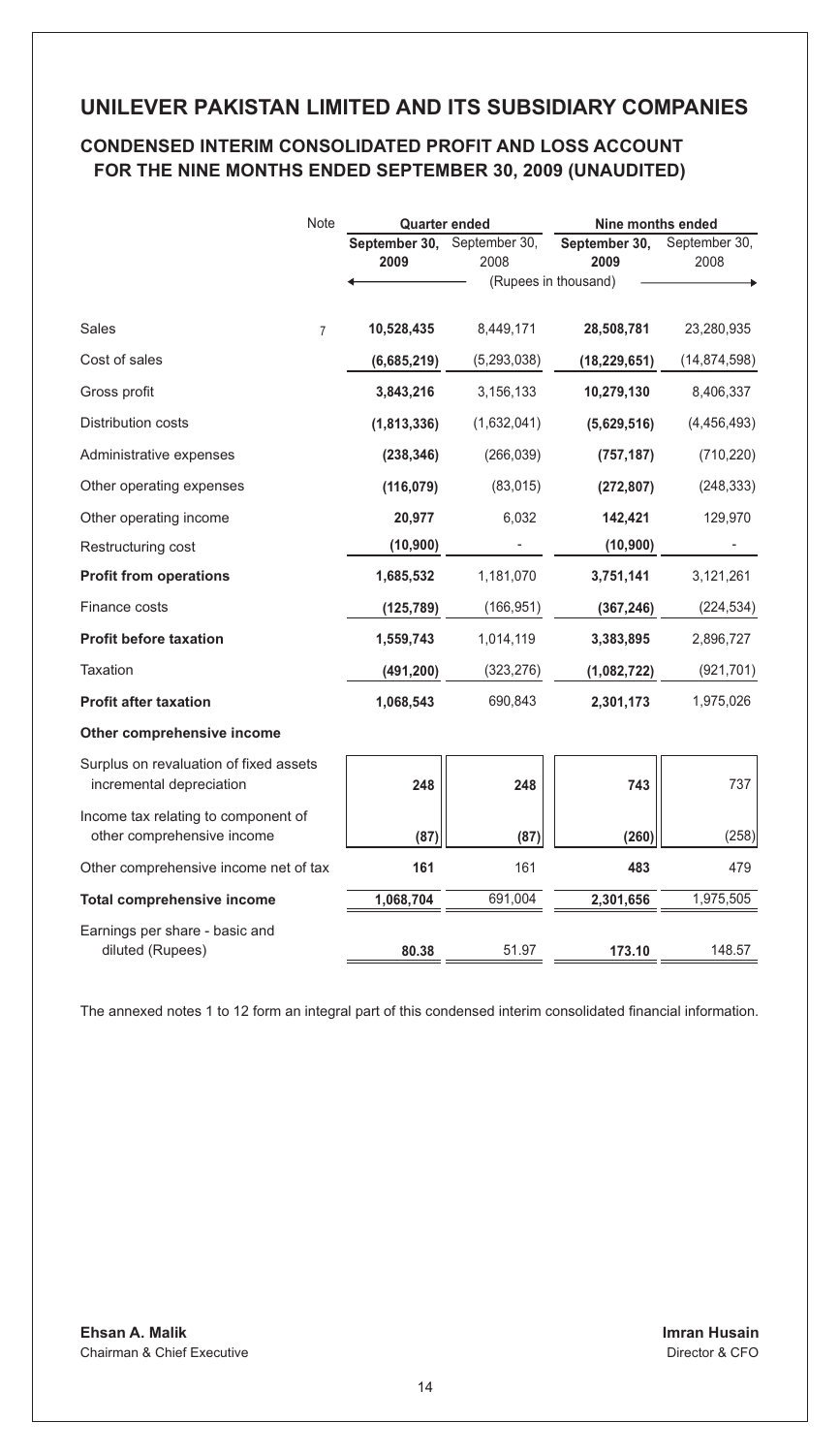# UNILEVER PAKISTAN LIMITED AND ITS SUBSIDIARY COMPANIES

## CONDENSED INTERIM CONSOLIDATED PROFIT AND LOSS ACCOUNT FOR THE NINE MONTHS ENDED SEPTEMBER 30, 2009 (UNAUDITED)

| | Note | Quarter ended | | Nine months ended | |
|---|---|---|---|---|---|
| | | **September 30, 2009** | September 30, 2008 | **September 30, 2009** | September 30, 2008 |
| | | (Rupees in thousand) | | | |
| Sales | 7 | **10,528,435** | 8,449,171 | **28,508,781** | 23,280,935 |
| Cost of sales | | **(6,685,219)** | (5,293,038) | **(18,229,651)** | (14,874,598) |
| Gross profit | | **3,843,216** | 3,156,133 | **10,279,130** | 8,406,337 |
| Distribution costs | | **(1,813,336)** | (1,632,041) | **(5,629,516)** | (4,456,493) |
| Administrative expenses | | **(238,346)** | (266,039) | **(757,187)** | (710,220) |
| Other operating expenses | | **(116,079)** | (83,015) | **(272,807)** | (248,333) |
| Other operating income | | **20,977** | 6,032 | **142,421** | 129,970 |
| Restructuring cost | | **(10,900)** | - | **(10,900)** | - |
| **Profit from operations** | | **1,685,532** | 1,181,070 | **3,751,141** | 3,121,261 |
| Finance costs | | **(125,789)** | (166,951) | **(367,246)** | (224,534) |
| **Profit before taxation** | | **1,559,743** | 1,014,119 | **3,383,895** | 2,896,727 |
| Taxation | | **(491,200)** | (323,276) | **(1,082,722)** | (921,701) |
| **Profit after taxation** | | **1,068,543** | 690,843 | **2,301,173** | 1,975,026 |
| **Other comprehensive income** | | | | | |
| Surplus on revaluation of fixed assets incremental depreciation | | **248** | **248** | **743** | 737 |
| Income tax relating to component of other comprehensive income | | **(87)** | **(87)** | **(260)** | (258) |
| Other comprehensive income net of tax | | **161** | 161 | **483** | 479 |
| **Total comprehensive income** | | **1,068,704** | 691,004 | **2,301,656** | 1,975,505 |
| Earnings per share - basic and diluted (Rupees) | | **80.38** | 51.97 | **173.10** | 148.57 |

The annexed notes 1 to 12 form an integral part of this condensed interim consolidated financial information.

**Ehsan A. Malik**
Chairman & Chief Executive

**Imran Husain**
Director & CFO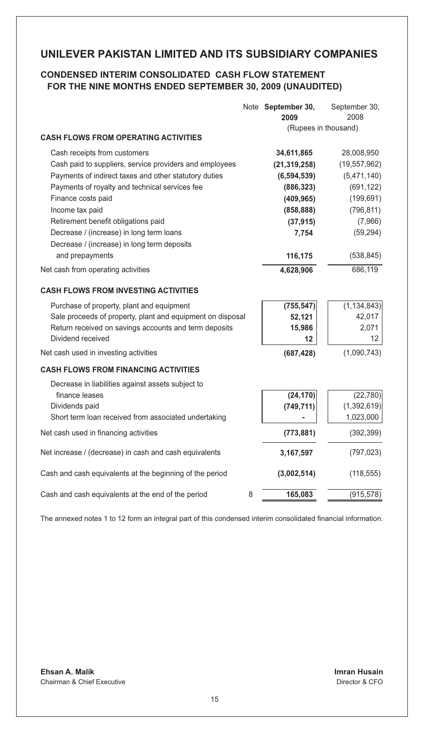# UNILEVER PAKISTAN LIMITED AND ITS SUBSIDIARY COMPANIES

## CONDENSED INTERIM CONSOLIDATED CASH FLOW STATEMENT FOR THE NINE MONTHS ENDED SEPTEMBER 30, 2009 (UNAUDITED)

| | Note | **September 30, 2009** | September 30, 2008 |
|---|---|---|---|
| | | (Rupees in thousand) | |
| **CASH FLOWS FROM OPERATING ACTIVITIES** | | | |
| Cash receipts from customers | | **34,611,865** | 28,008,950 |
| Cash paid to suppliers, service providers and employees | | **(21,319,258)** | (19,557,962) |
| Payments of indirect taxes and other statutory duties | | **(6,594,539)** | (5,471,140) |
| Payments of royalty and technical services fee | | **(886,323)** | (691,122) |
| Finance costs paid | | **(409,965)** | (199,691) |
| Income tax paid | | **(858,888)** | (796,811) |
| Retirement benefit obligations paid | | **(37,915)** | (7,966) |
| Decrease / (increase) in long term loans | | **7,754** | (59,294) |
| Decrease / (increase) in long term deposits and prepayments | | **116,175** | (538,845) |
| Net cash from operating activities | | **4,628,906** | 686,119 |
| **CASH FLOWS FROM INVESTING ACTIVITIES** | | | |
| Purchase of property, plant and equipment | | **(755,547)** | (1,134,843) |
| Sale proceeds of property, plant and equipment on disposal | | **52,121** | 42,017 |
| Return received on savings accounts and term deposits | | **15,986** | 2,071 |
| Dividend received | | **12** | 12 |
| Net cash used in investing activities | | **(687,428)** | (1,090,743) |
| **CASH FLOWS FROM FINANCING ACTIVITIES** | | | |
| Decrease in liabilities against assets subject to finance leases | | **(24,170)** | (22,780) |
| Dividends paid | | **(749,711)** | (1,392,619) |
| Short term loan received from associated undertaking | | **-** | 1,023,000 |
| Net cash used in financing activities | | **(773,881)** | (392,399) |
| Net increase / (decrease) in cash and cash equivalents | | **3,167,597** | (797,023) |
| Cash and cash equivalents at the beginning of the period | | **(3,002,514)** | (118,555) |
| Cash and cash equivalents at the end of the period | 8 | **165,083** | (915,578) |

The annexed notes 1 to 12 form an integral part of this condensed interim consolidated financial information.

**Ehsan A. Malik**
Chairman & Chief Executive

**Imran Husain**
Director & CFO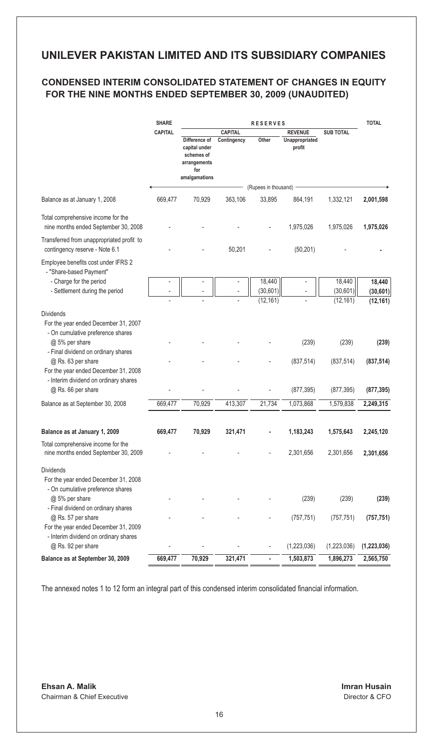# UNILEVER PAKISTAN LIMITED AND ITS SUBSIDIARY COMPANIES

## CONDENSED INTERIM CONSOLIDATED STATEMENT OF CHANGES IN EQUITY FOR THE NINE MONTHS ENDED SEPTEMBER 30, 2009 (UNAUDITED)

| | SHARE CAPITAL | RESERVES | | | | | TOTAL |
|---|---|---|---|---|---|---|---|
| | | CAPITAL | | | REVENUE | SUB TOTAL | |
| | | Difference of capital under schemes of arrangements for amalgamations | Contingency | Other | Unappropriated profit | | |
| | (Rupees in thousand) | | | | | | |
| Balance as at January 1, 2008 | 669,477 | 70,929 | 363,106 | 33,895 | 864,191 | 1,332,121 | **2,001,598** |
| Total comprehensive income for the nine months ended September 30, 2008 | - | - | - | - | 1,975,026 | 1,975,026 | **1,975,026** |
| Transferred from unappropriated profit to contingency reserve - Note 6.1 | - | - | 50,201 | - | (50,201) | - | **-** |
| Employee benefits cost under IFRS 2 - "Share-based Payment" | | | | | | | |
| - Charge for the period | - | - | - | 18,440 | - | 18,440 | **18,440** |
| - Settlement during the period | - | - | - | (30,601) | - | (30,601) | **(30,601)** |
| | - | - | - | (12,161) | - | (12,161) | **(12,161)** |
| Dividends | | | | | | | |
| For the year ended December 31, 2007 | | | | | | | |
| - On cumulative preference shares @ 5% per share | - | - | - | - | (239) | (239) | **(239)** |
| - Final dividend on ordinary shares @ Rs. 63 per share | - | - | - | - | (837,514) | (837,514) | **(837,514)** |
| For the year ended December 31, 2008 | | | | | | | |
| - Interim dividend on ordinary shares @ Rs. 66 per share | - | - | - | - | (877,395) | (877,395) | **(877,395)** |
| Balance as at September 30, 2008 | 669,477 | 70,929 | 413,307 | 21,734 | 1,073,868 | 1,579,838 | **2,249,315** |
| **Balance as at January 1, 2009** | **669,477** | **70,929** | **321,471** | **-** | **1,183,243** | **1,575,643** | **2,245,120** |
| Total comprehensive income for the nine months ended September 30, 2009 | - | - | - | - | 2,301,656 | 2,301,656 | **2,301,656** |
| Dividends | | | | | | | |
| For the year ended December 31, 2008 | | | | | | | |
| - On cumulative preference shares @ 5% per share | - | - | - | - | (239) | (239) | **(239)** |
| - Final dividend on ordinary shares @ Rs. 57 per share | - | - | - | - | (757,751) | (757,751) | **(757,751)** |
| For the year ended December 31, 2009 | | | | | | | |
| - Interim dividend on ordinary shares @ Rs. 92 per share | - | - | - | - | (1,223,036) | (1,223,036) | **(1,223,036)** |
| **Balance as at September 30, 2009** | **669,477** | **70,929** | **321,471** | **-** | **1,503,873** | **1,896,273** | **2,565,750** |

The annexed notes 1 to 12 form an integral part of this condensed interim consolidated financial information.

**Ehsan A. Malik**
Chairman & Chief Executive

**Imran Husain**
Director & CFO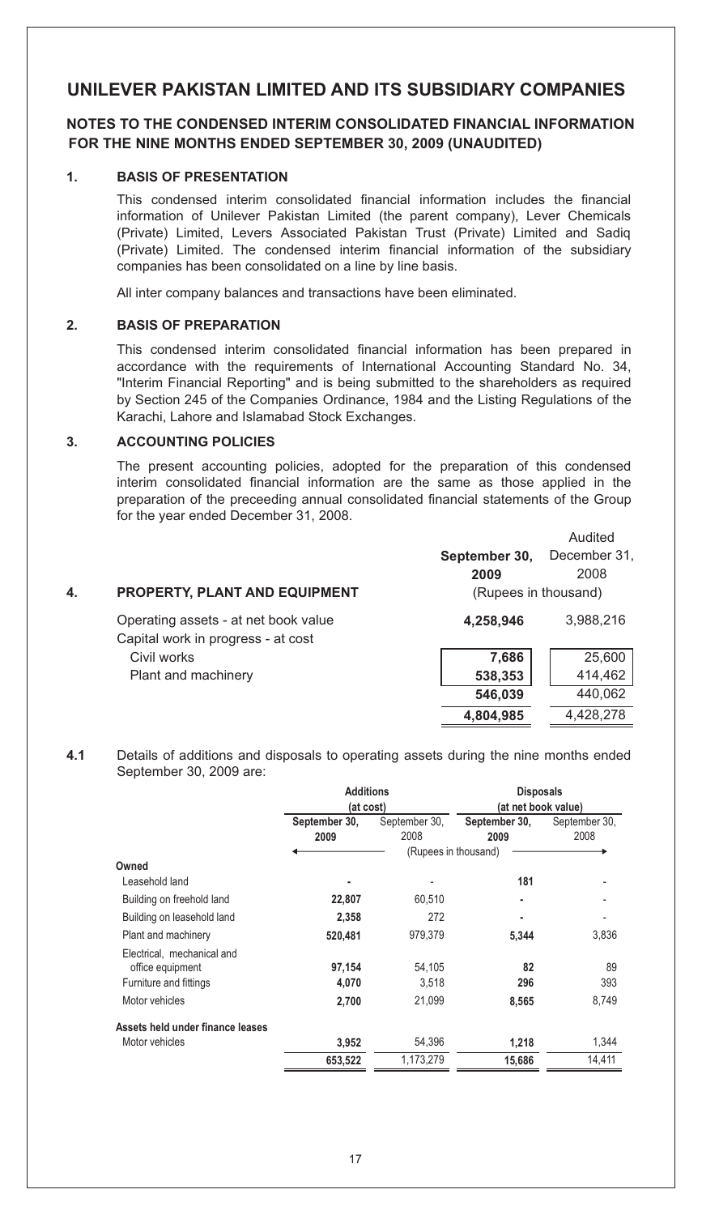# UNILEVER PAKISTAN LIMITED AND ITS SUBSIDIARY COMPANIES

## NOTES TO THE CONDENSED INTERIM CONSOLIDATED FINANCIAL INFORMATION FOR THE NINE MONTHS ENDED SEPTEMBER 30, 2009 (UNAUDITED)

### 1. BASIS OF PRESENTATION

This condensed interim consolidated financial information includes the financial information of Unilever Pakistan Limited (the parent company), Lever Chemicals (Private) Limited, Levers Associated Pakistan Trust (Private) Limited and Sadiq (Private) Limited. The condensed interim financial information of the subsidiary companies has been consolidated on a line by line basis.

All inter company balances and transactions have been eliminated.

### 2. BASIS OF PREPARATION

This condensed interim consolidated financial information has been prepared in accordance with the requirements of International Accounting Standard No. 34, "Interim Financial Reporting" and is being submitted to the shareholders as required by Section 245 of the Companies Ordinance, 1984 and the Listing Regulations of the Karachi, Lahore and Islamabad Stock Exchanges.

### 3. ACCOUNTING POLICIES

The present accounting policies, adopted for the preparation of this condensed interim consolidated financial information are the same as those applied in the preparation of the preceeding annual consolidated financial statements of the Group for the year ended December 31, 2008.

### 4. PROPERTY, PLANT AND EQUIPMENT

| | **September 30, 2009** | Audited December 31, 2008 |
|---|---|---|
| | (Rupees in thousand) | |
| Operating assets - at net book value | **4,258,946** | 3,988,216 |
| Capital work in progress - at cost | | |
| Civil works | **7,686** | 25,600 |
| Plant and machinery | **538,353** | 414,462 |
| | **546,039** | 440,062 |
| | **4,804,985** | 4,428,278 |

**4.1** Details of additions and disposals to operating assets during the nine months ended September 30, 2009 are:

| | **Additions (at cost)** | | **Disposals (at net book value)** | |
|---|---|---|---|---|
| | **September 30, 2009** | September 30, 2008 | **September 30, 2009** | September 30, 2008 |
| | (Rupees in thousand) | | | |
| **Owned** | | | | |
| Leasehold land | **-** | - | **181** | - |
| Building on freehold land | **22,807** | 60,510 | **-** | - |
| Building on leasehold land | **2,358** | 272 | **-** | - |
| Plant and machinery | **520,481** | 979,379 | **5,344** | 3,836 |
| Electrical, mechanical and office equipment | **97,154** | 54,105 | **82** | 89 |
| Furniture and fittings | **4,070** | 3,518 | **296** | 393 |
| Motor vehicles | **2,700** | 21,099 | **8,565** | 8,749 |
| **Assets held under finance leases** | | | | |
| Motor vehicles | **3,952** | 54,396 | **1,218** | 1,344 |
| | **653,522** | 1,173,279 | **15,686** | 14,411 |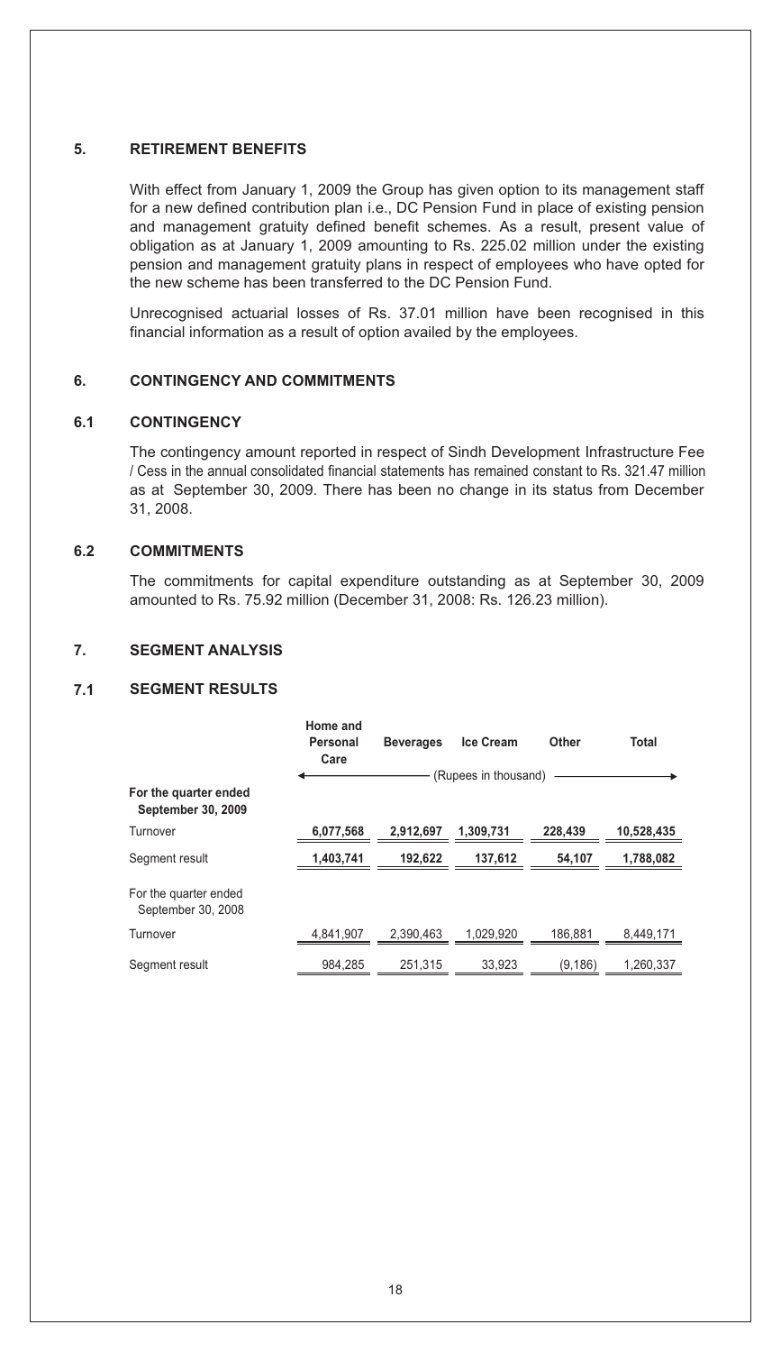## 5. RETIREMENT BENEFITS

With effect from January 1, 2009 the Group has given option to its management staff for a new defined contribution plan i.e., DC Pension Fund in place of existing pension and management gratuity defined benefit schemes. As a result, present value of obligation as at January 1, 2009 amounting to Rs. 225.02 million under the existing pension and management gratuity plans in respect of employees who have opted for the new scheme has been transferred to the DC Pension Fund.

Unrecognised actuarial losses of Rs. 37.01 million have been recognised in this financial information as a result of option availed by the employees.

## 6. CONTINGENCY AND COMMITMENTS

### 6.1 CONTINGENCY

The contingency amount reported in respect of Sindh Development Infrastructure Fee / Cess in the annual consolidated financial statements has remained constant to Rs. 321.47 million as at September 30, 2009. There has been no change in its status from December 31, 2008.

### 6.2 COMMITMENTS

The commitments for capital expenditure outstanding as at September 30, 2009 amounted to Rs. 75.92 million (December 31, 2008: Rs. 126.23 million).

## 7. SEGMENT ANALYSIS

### 7.1 SEGMENT RESULTS

| | Home and Personal Care | Beverages | Ice Cream | Other | Total |
|---|---|---|---|---|---|
| | (Rupees in thousand) | | | | |
| **For the quarter ended September 30, 2009** | | | | | |
| Turnover | **6,077,568** | **2,912,697** | **1,309,731** | **228,439** | **10,528,435** |
| Segment result | **1,403,741** | **192,622** | **137,612** | **54,107** | **1,788,082** |
| For the quarter ended September 30, 2008 | | | | | |
| Turnover | 4,841,907 | 2,390,463 | 1,029,920 | 186,881 | 8,449,171 |
| Segment result | 984,285 | 251,315 | 33,923 | (9,186) | 1,260,337 |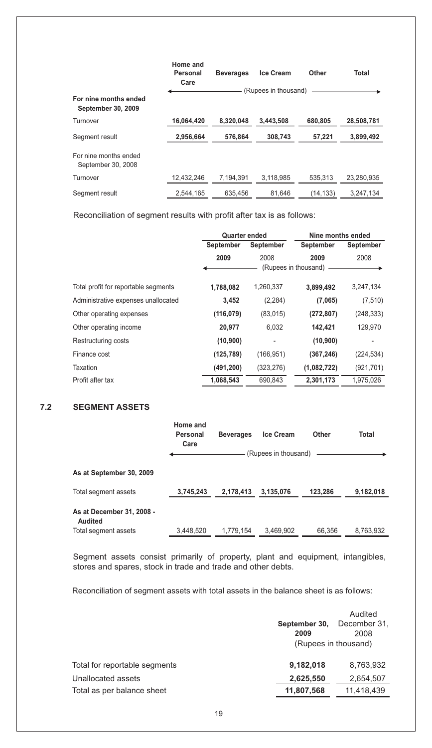| | Home and Personal Care | Beverages | Ice Cream | Other | Total |
|---|---|---|---|---|---|
| | (Rupees in thousand) | | | | |
| **For nine months ended September 30, 2009** | | | | | |
| Turnover | **16,064,420** | **8,320,048** | **3,443,508** | **680,805** | **28,508,781** |
| Segment result | **2,956,664** | **576,864** | **308,743** | **57,221** | **3,899,492** |
| For nine months ended September 30, 2008 | | | | | |
| Turnover | 12,432,246 | 7,194,391 | 3,118,985 | 535,313 | 23,280,935 |
| Segment result | 2,544,165 | 635,456 | 81,646 | (14,133) | 3,247,134 |

Reconciliation of segment results with profit after tax is as follows:

| | Quarter ended | | Nine months ended | |
|---|---|---|---|---|
| | **September 2009** | **September** 2008 | **September 2009** | **September** 2008 |
| | (Rupees in thousand) | | | |
| Total profit for reportable segments | **1,788,082** | 1,260,337 | **3,899,492** | 3,247,134 |
| Administrative expenses unallocated | **3,452** | (2,284) | **(7,065)** | (7,510) |
| Other operating expenses | **(116,079)** | (83,015) | **(272,807)** | (248,333) |
| Other operating income | **20,977** | 6,032 | **142,421** | 129,970 |
| Restructuring costs | **(10,900)** | - | **(10,900)** | - |
| Finance cost | **(125,789)** | (166,951) | **(367,246)** | (224,534) |
| Taxation | **(491,200)** | (323,276) | **(1,082,722)** | (921,701) |
| Profit after tax | **1,068,543** | 690,843 | **2,301,173** | 1,975,026 |

## 7.2 SEGMENT ASSETS

| | Home and Personal Care | Beverages | Ice Cream | Other | Total |
|---|---|---|---|---|---|
| | (Rupees in thousand) | | | | |
| **As at September 30, 2009** | | | | | |
| Total segment assets | **3,745,243** | **2,178,413** | **3,135,076** | **123,286** | **9,182,018** |
| **As at December 31, 2008 - Audited** | | | | | |
| Total segment assets | 3,448,520 | 1,779,154 | 3,469,902 | 66,356 | 8,763,932 |

Segment assets consist primarily of property, plant and equipment, intangibles, stores and spares, stock in trade and trade and other debts.

Reconciliation of segment assets with total assets in the balance sheet is as follows:

| | **September 30, 2009** | Audited December 31, 2008 |
|---|---|---|
| | (Rupees in thousand) | |
| Total for reportable segments | **9,182,018** | 8,763,932 |
| Unallocated assets | **2,625,550** | 2,654,507 |
| Total as per balance sheet | **11,807,568** | 11,418,439 |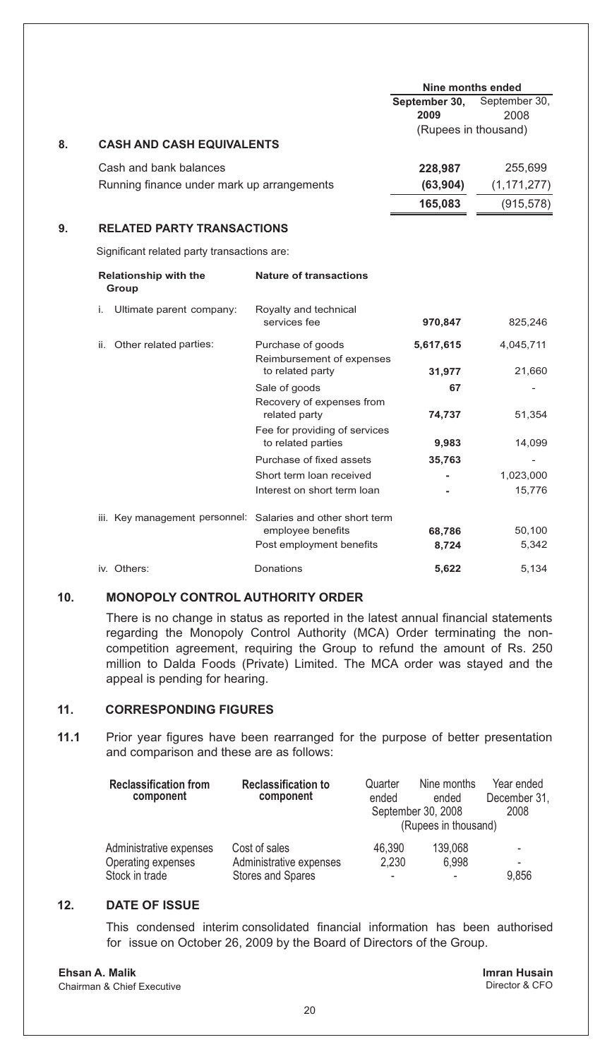## 8. CASH AND CASH EQUIVALENTS

| | Nine months ended September 30, 2009 | Nine months ended September 30, 2008 |
|---|---|---|
| | (Rupees in thousand) | |
| Cash and bank balances | **228,987** | 255,699 |
| Running finance under mark up arrangements | **(63,904)** | (1,171,277) |
| | **165,083** | (915,578) |

## 9. RELATED PARTY TRANSACTIONS

Significant related party transactions are:

| Relationship with the Group | Nature of transactions | September 30, 2009 | September 30, 2008 |
|---|---|---|---|
| i. Ultimate parent company: | Royalty and technical services fee | **970,847** | 825,246 |
| ii. Other related parties: | Purchase of goods | **5,617,615** | 4,045,711 |
| | Reimbursement of expenses to related party | **31,977** | 21,660 |
| | Sale of goods | **67** | - |
| | Recovery of expenses from related party | **74,737** | 51,354 |
| | Fee for providing of services to related parties | **9,983** | 14,099 |
| | Purchase of fixed assets | **35,763** | - |
| | Short term loan received | **-** | 1,023,000 |
| | Interest on short term loan | **-** | 15,776 |
| iii. Key management personnel: | Salaries and other short term employee benefits | **68,786** | 50,100 |
| | Post employment benefits | **8,724** | 5,342 |
| iv. Others: | Donations | **5,622** | 5,134 |

## 10. MONOPOLY CONTROL AUTHORITY ORDER

There is no change in status as reported in the latest annual financial statements regarding the Monopoly Control Authority (MCA) Order terminating the non-competition agreement, requiring the Group to refund the amount of Rs. 250 million to Dalda Foods (Private) Limited. The MCA order was stayed and the appeal is pending for hearing.

## 11. CORRESPONDING FIGURES

**11.1** Prior year figures have been rearranged for the purpose of better presentation and comparison and these are as follows:

| Reclassification from component | Reclassification to component | Quarter ended September 30, 2008 | Nine months ended September 30, 2008 | Year ended December 31, 2008 |
|---|---|---|---|---|
| | | (Rupees in thousand) | | |
| Administrative expenses | Cost of sales | 46,390 | 139,068 | - |
| Operating expenses | Administrative expenses | 2,230 | 6,998 | - |
| Stock in trade | Stores and Spares | - | - | 9,856 |

## 12. DATE OF ISSUE

This condensed interim consolidated financial information has been authorised for issue on October 26, 2009 by the Board of Directors of the Group.

**Ehsan A. Malik**
Chairman & Chief Executive

**Imran Husain**
Director & CFO